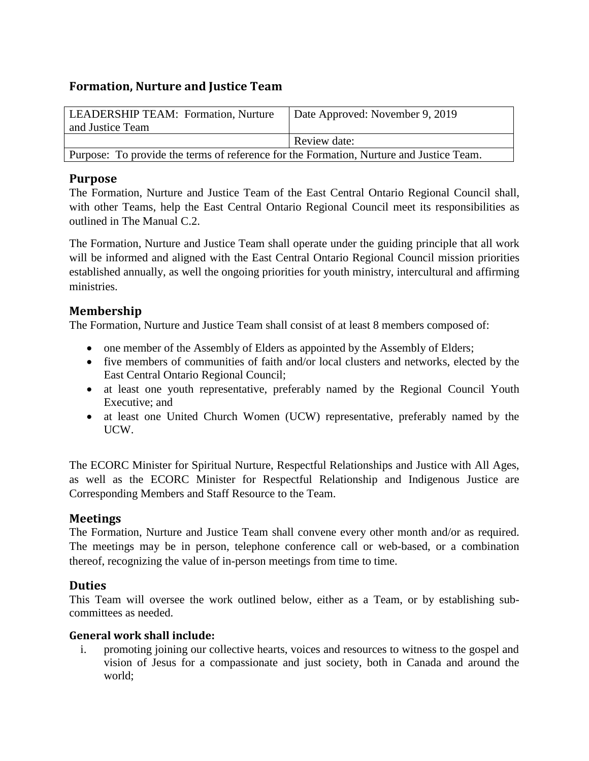## Formation, Nurture and Justice Team

| LEADERSHIP TEAM: Formation, Nurture and Justice Team | Date Approved: November 9, 2019 |
|---|---|
| | Review date: |
| Purpose: To provide the terms of reference for the Formation, Nurture and Justice Team. | |

### Purpose

The Formation, Nurture and Justice Team of the East Central Ontario Regional Council shall, with other Teams, help the East Central Ontario Regional Council meet its responsibilities as outlined in The Manual C.2.

The Formation, Nurture and Justice Team shall operate under the guiding principle that all work will be informed and aligned with the East Central Ontario Regional Council mission priorities established annually, as well the ongoing priorities for youth ministry, intercultural and affirming ministries.

### Membership

The Formation, Nurture and Justice Team shall consist of at least 8 members composed of:

- one member of the Assembly of Elders as appointed by the Assembly of Elders;
- five members of communities of faith and/or local clusters and networks, elected by the East Central Ontario Regional Council;
- at least one youth representative, preferably named by the Regional Council Youth Executive; and
- at least one United Church Women (UCW) representative, preferably named by the UCW.

The ECORC Minister for Spiritual Nurture, Respectful Relationships and Justice with All Ages, as well as the ECORC Minister for Respectful Relationship and Indigenous Justice are Corresponding Members and Staff Resource to the Team.

### Meetings

The Formation, Nurture and Justice Team shall convene every other month and/or as required. The meetings may be in person, telephone conference call or web-based, or a combination thereof, recognizing the value of in-person meetings from time to time.

### Duties

This Team will oversee the work outlined below, either as a Team, or by establishing sub-committees as needed.

#### General work shall include:

i. promoting joining our collective hearts, voices and resources to witness to the gospel and vision of Jesus for a compassionate and just society, both in Canada and around the world;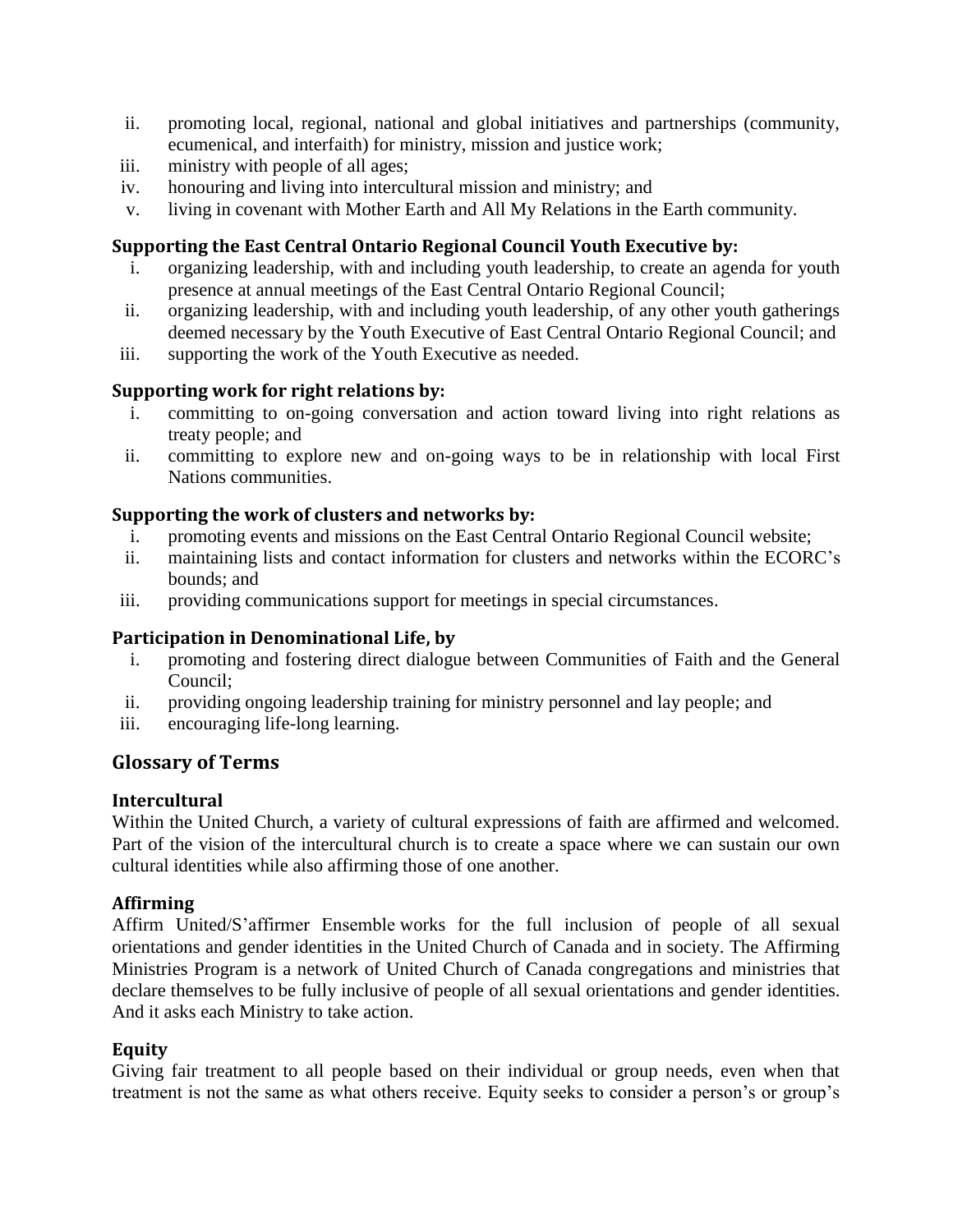ii. promoting local, regional, national and global initiatives and partnerships (community, ecumenical, and interfaith) for ministry, mission and justice work;
iii. ministry with people of all ages;
iv. honouring and living into intercultural mission and ministry; and
v. living in covenant with Mother Earth and All My Relations in the Earth community.

### Supporting the East Central Ontario Regional Council Youth Executive by:

i. organizing leadership, with and including youth leadership, to create an agenda for youth presence at annual meetings of the East Central Ontario Regional Council;
ii. organizing leadership, with and including youth leadership, of any other youth gatherings deemed necessary by the Youth Executive of East Central Ontario Regional Council; and
iii. supporting the work of the Youth Executive as needed.

### Supporting work for right relations by:

i. committing to on-going conversation and action toward living into right relations as treaty people; and
ii. committing to explore new and on-going ways to be in relationship with local First Nations communities.

### Supporting the work of clusters and networks by:

i. promoting events and missions on the East Central Ontario Regional Council website;
ii. maintaining lists and contact information for clusters and networks within the ECORC's bounds; and
iii. providing communications support for meetings in special circumstances.

### Participation in Denominational Life, by

i. promoting and fostering direct dialogue between Communities of Faith and the General Council;
ii. providing ongoing leadership training for ministry personnel and lay people; and
iii. encouraging life-long learning.

## Glossary of Terms

### Intercultural

Within the United Church, a variety of cultural expressions of faith are affirmed and welcomed. Part of the vision of the intercultural church is to create a space where we can sustain our own cultural identities while also affirming those of one another.

### Affirming

Affirm United/S'affirmer Ensemble works for the full inclusion of people of all sexual orientations and gender identities in the United Church of Canada and in society. The Affirming Ministries Program is a network of United Church of Canada congregations and ministries that declare themselves to be fully inclusive of people of all sexual orientations and gender identities. And it asks each Ministry to take action.

### Equity

Giving fair treatment to all people based on their individual or group needs, even when that treatment is not the same as what others receive. Equity seeks to consider a person's or group's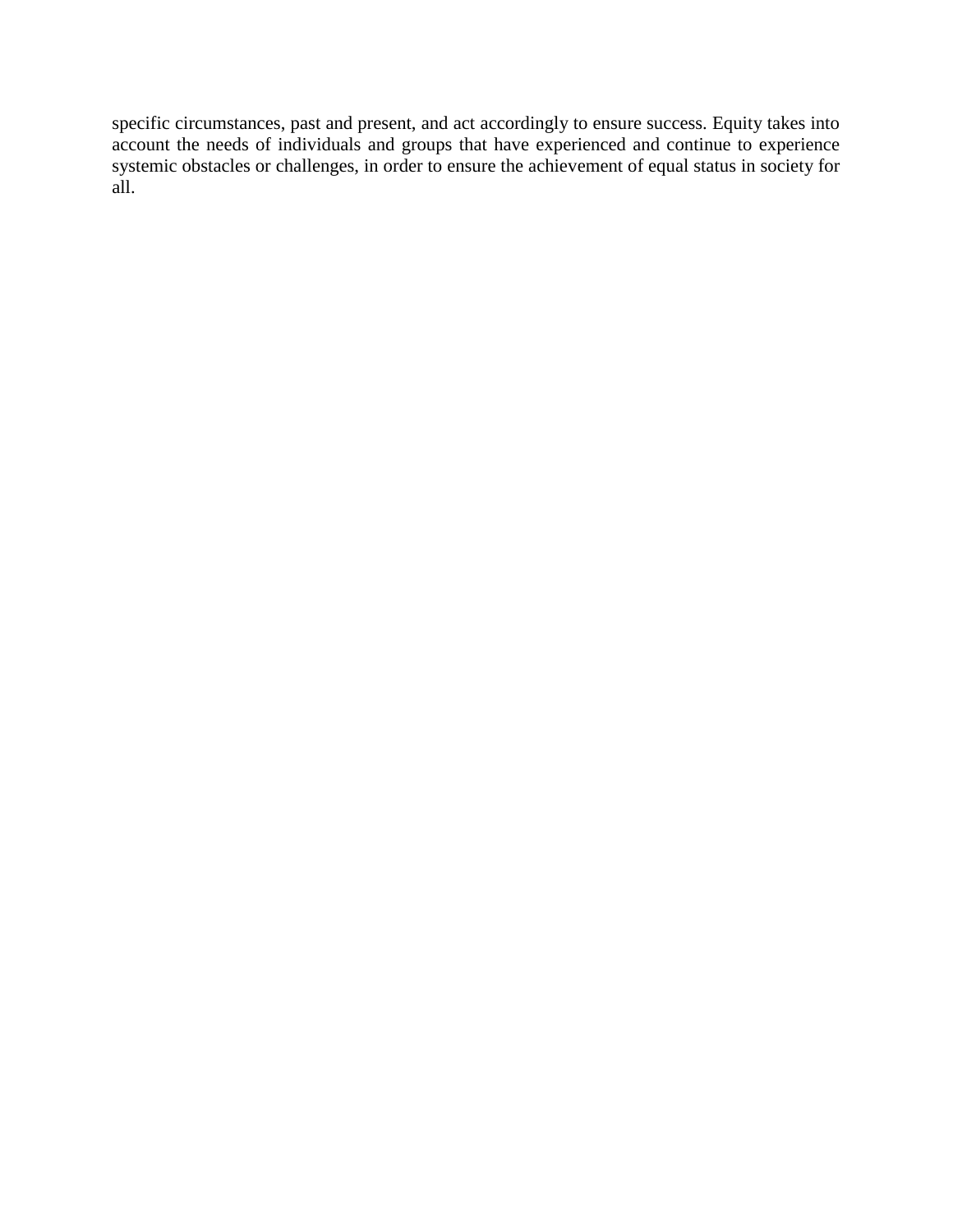specific circumstances, past and present, and act accordingly to ensure success. Equity takes into account the needs of individuals and groups that have experienced and continue to experience systemic obstacles or challenges, in order to ensure the achievement of equal status in society for all.